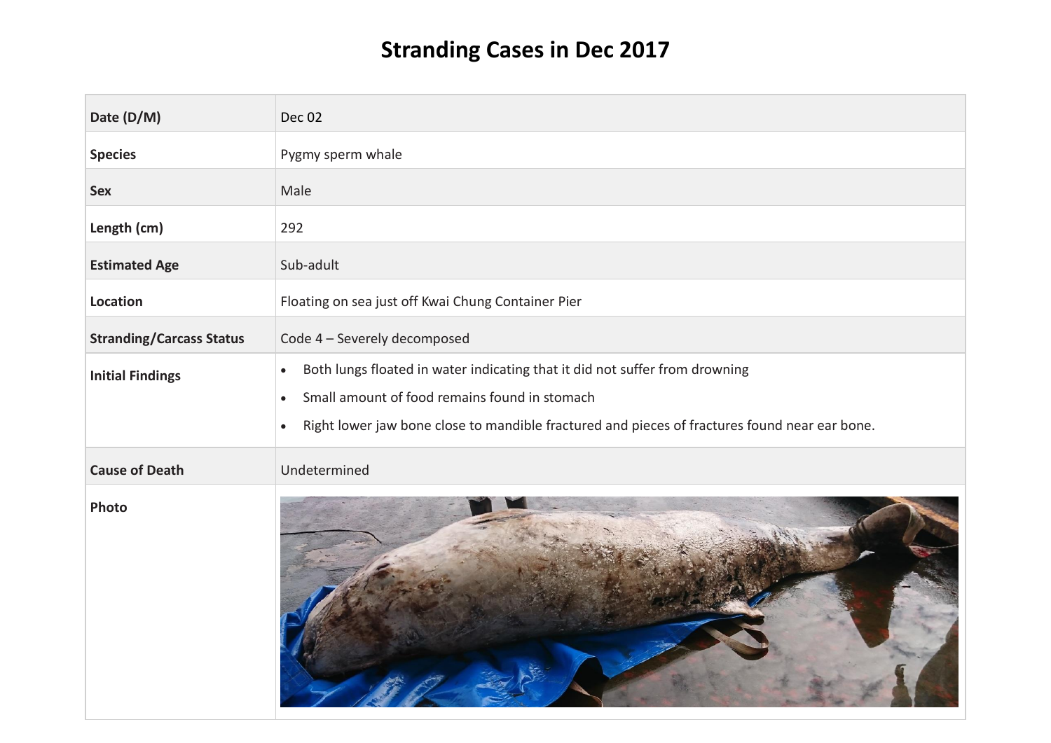# Stranding Cases in Dec 2017

| | |
|---|---|
| **Date (D/M)** | Dec 02 |
| **Species** | Pygmy sperm whale |
| **Sex** | Male |
| **Length (cm)** | 292 |
| **Estimated Age** | Sub-adult |
| **Location** | Floating on sea just off Kwai Chung Container Pier |
| **Stranding/Carcass Status** | Code 4 – Severely decomposed |
| **Initial Findings** | • Both lungs floated in water indicating that it did not suffer from drowning<br>• Small amount of food remains found in stomach<br>• Right lower jaw bone close to mandible fractured and pieces of fractures found near ear bone. |
| **Cause of Death** | Undetermined |
| **Photo** | |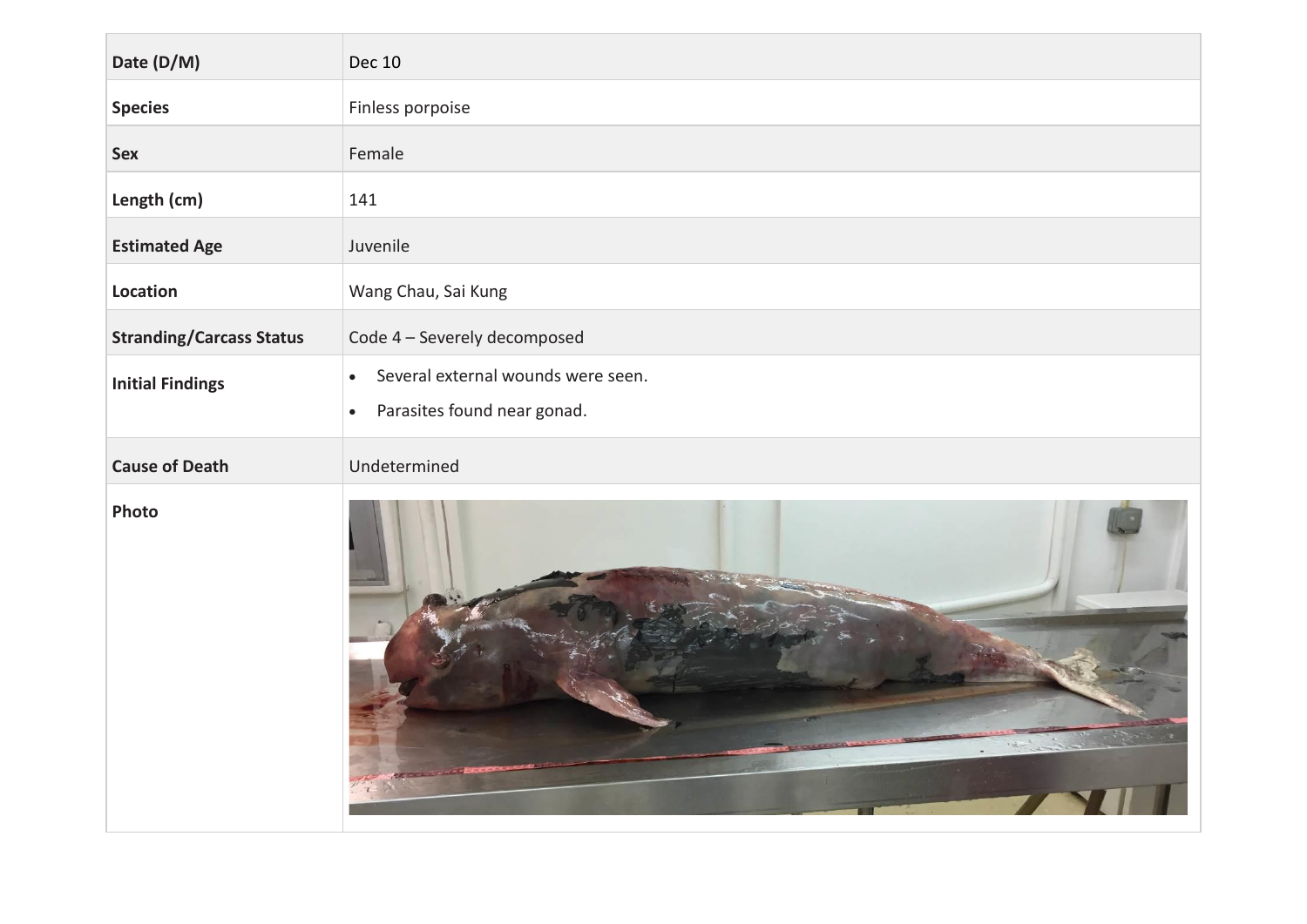| Date (D/M) | Dec 10 |
| --- | --- |
| **Species** | Finless porpoise |
| **Sex** | Female |
| **Length (cm)** | 141 |
| **Estimated Age** | Juvenile |
| **Location** | Wang Chau, Sai Kung |
| **Stranding/Carcass Status** | Code 4 – Severely decomposed |
| **Initial Findings** | • Several external wounds were seen.<br>• Parasites found near gonad. |
| **Cause of Death** | Undetermined |
| **Photo** | |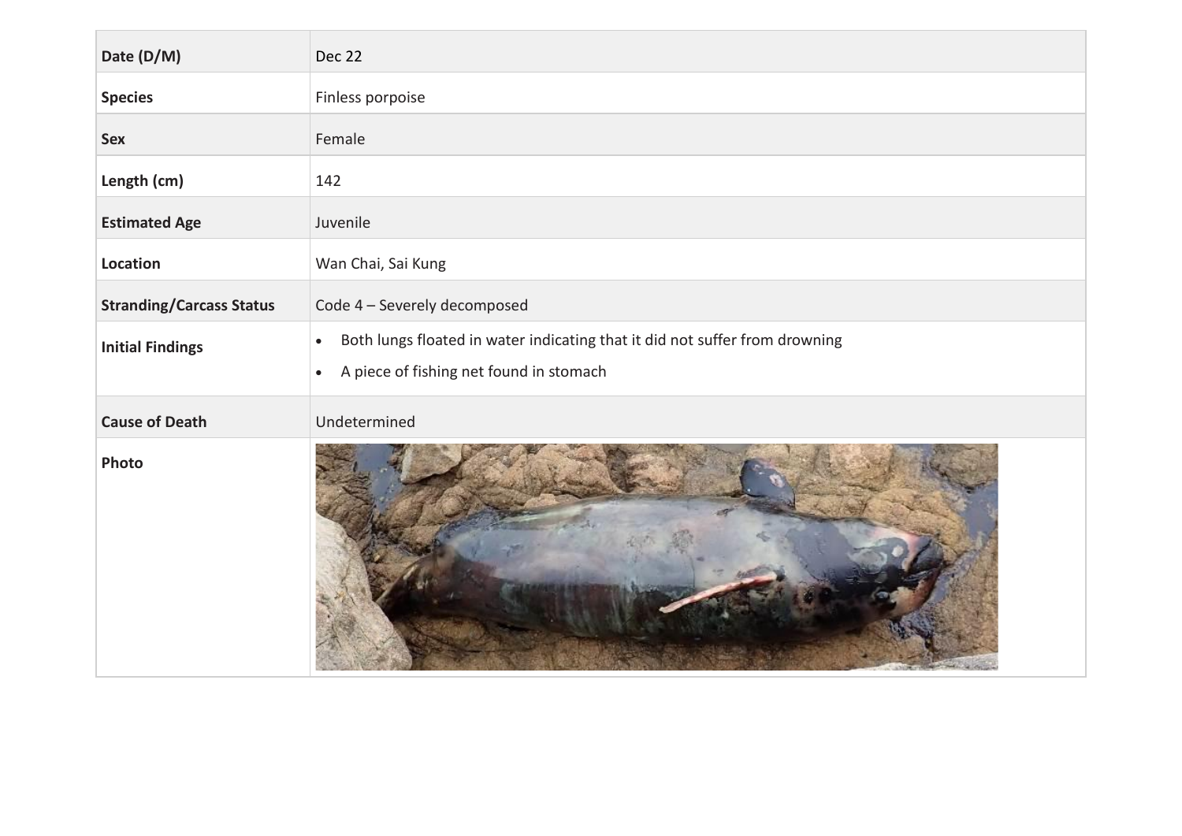| Date (D/M) | Dec 22 |
| --- | --- |
| Species | Finless porpoise |
| Sex | Female |
| Length (cm) | 142 |
| Estimated Age | Juvenile |
| Location | Wan Chai, Sai Kung |
| Stranding/Carcass Status | Code 4 – Severely decomposed |
| Initial Findings | • Both lungs floated in water indicating that it did not suffer from drowning<br>• A piece of fishing net found in stomach |
| Cause of Death | Undetermined |
| Photo | |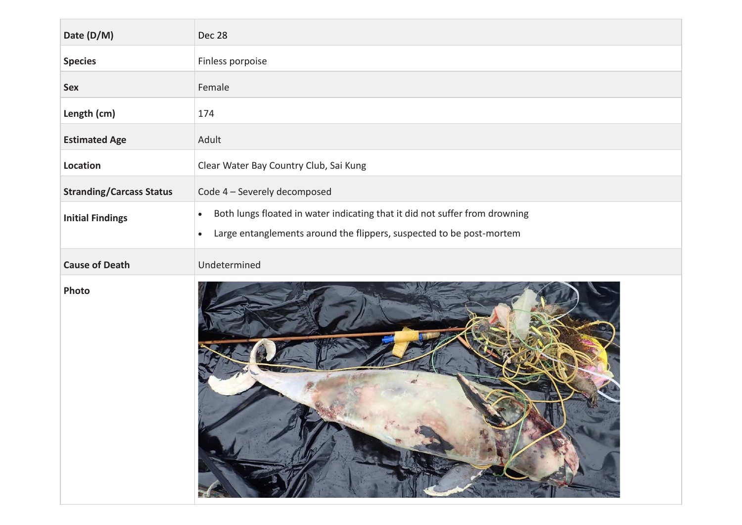| | |
|---|---|
| **Date (D/M)** | Dec 28 |
| **Species** | Finless porpoise |
| **Sex** | Female |
| **Length (cm)** | 174 |
| **Estimated Age** | Adult |
| **Location** | Clear Water Bay Country Club, Sai Kung |
| **Stranding/Carcass Status** | Code 4 – Severely decomposed |
| **Initial Findings** | • Both lungs floated in water indicating that it did not suffer from drowning<br>• Large entanglements around the flippers, suspected to be post-mortem |
| **Cause of Death** | Undetermined |
| **Photo** | |